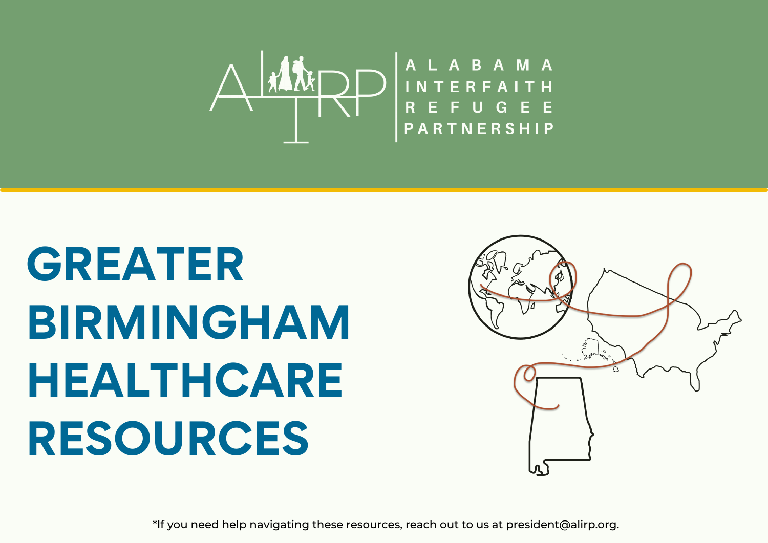ALABAMA INTERFAITH REFUGEE PARTNERSHIP

# GREATER BIRMINGHAM HEALTHCARE RESOURCES

*If you need help navigating these resources, reach out to us at president@alirp.org.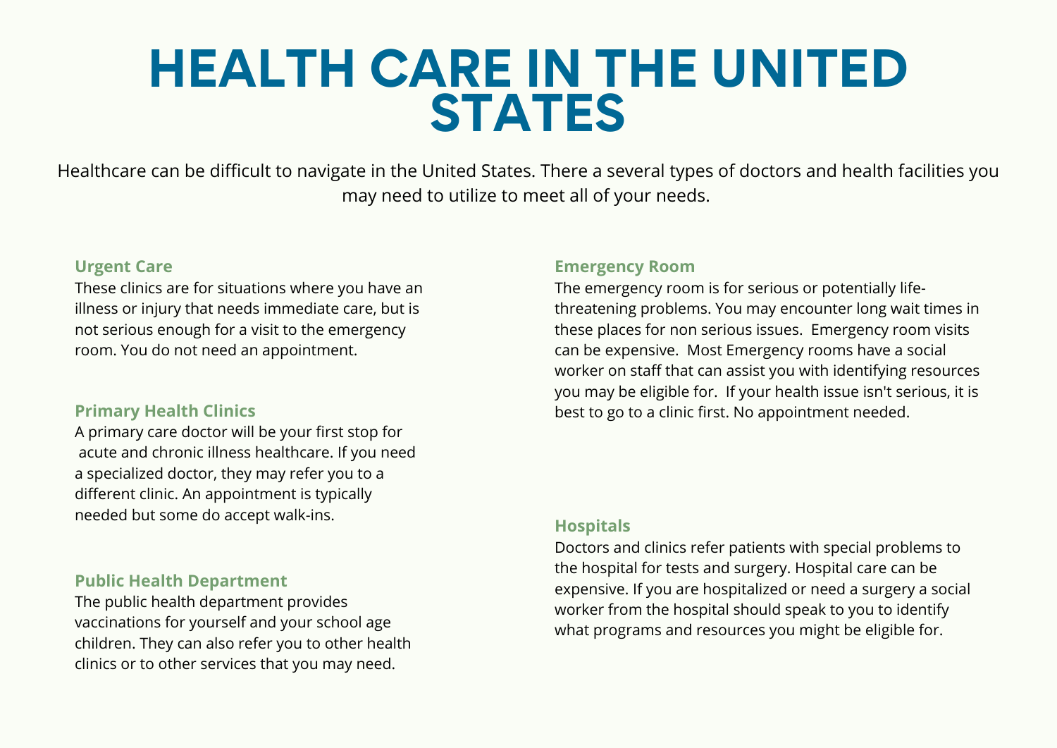# HEALTH CARE IN THE UNITED STATES

Healthcare can be difficult to navigate in the United States. There a several types of doctors and health facilities you may need to utilize to meet all of your needs.

### Urgent Care

These clinics are for situations where you have an illness or injury that needs immediate care, but is not serious enough for a visit to the emergency room. You do not need an appointment.

### Primary Health Clinics

A primary care doctor will be your first stop for acute and chronic illness healthcare. If you need a specialized doctor, they may refer you to a different clinic. An appointment is typically needed but some do accept walk-ins.

### Public Health Department

The public health department provides vaccinations for yourself and your school age children. They can also refer you to other health clinics or to other services that you may need.

### Emergency Room

The emergency room is for serious or potentially life-threatening problems. You may encounter long wait times in these places for non serious issues. Emergency room visits can be expensive. Most Emergency rooms have a social worker on staff that can assist you with identifying resources you may be eligible for. If your health issue isn't serious, it is best to go to a clinic first. No appointment needed.

### Hospitals

Doctors and clinics refer patients with special problems to the hospital for tests and surgery. Hospital care can be expensive. If you are hospitalized or need a surgery a social worker from the hospital should speak to you to identify what programs and resources you might be eligible for.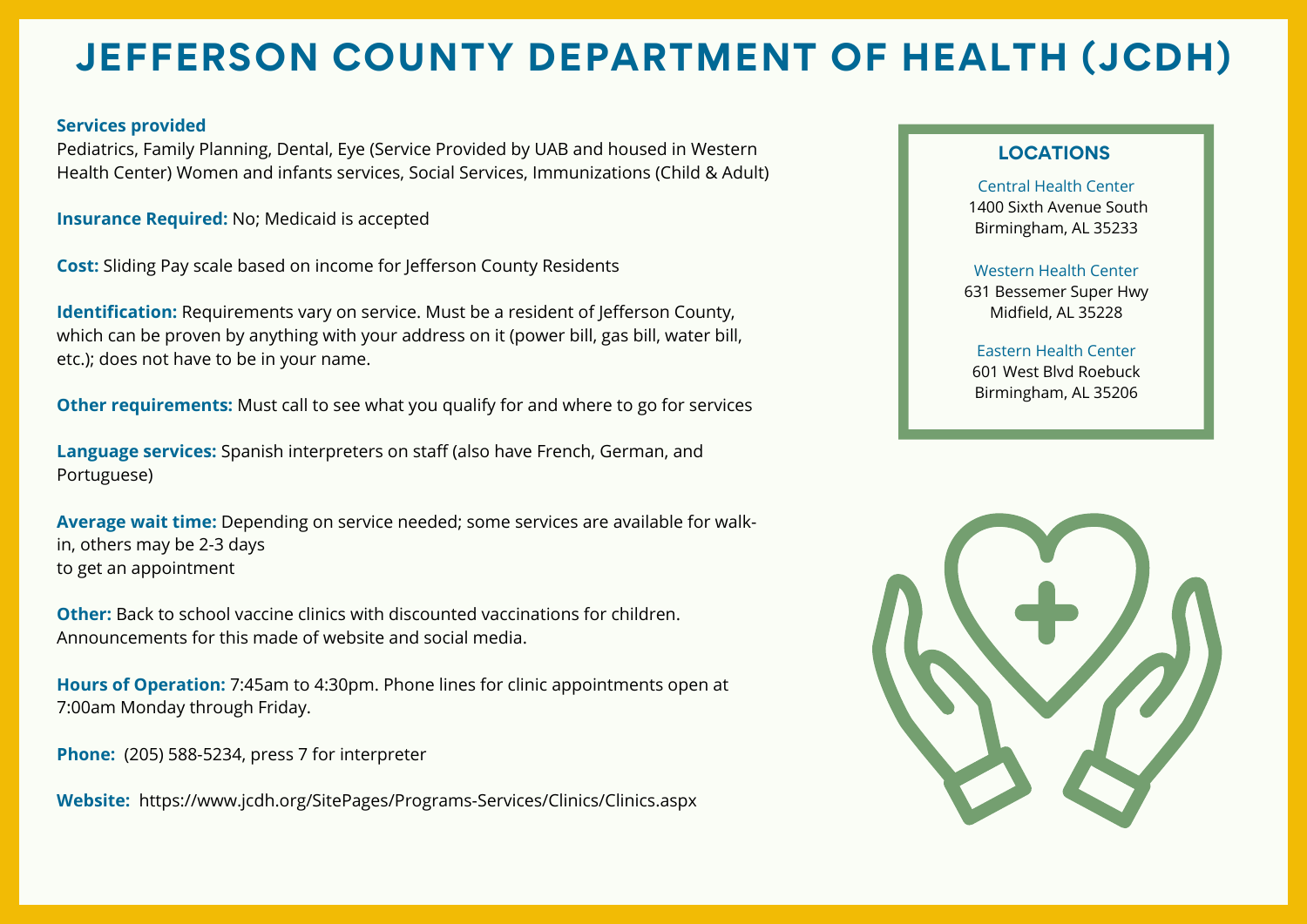# JEFFERSON COUNTY DEPARTMENT OF HEALTH (JCDH)

**Services provided**
Pediatrics, Family Planning, Dental, Eye (Service Provided by UAB and housed in Western Health Center) Women and infants services, Social Services, Immunizations (Child & Adult)

**Insurance Required:** No; Medicaid is accepted

**Cost:** Sliding Pay scale based on income for Jefferson County Residents

**Identification:** Requirements vary on service. Must be a resident of Jefferson County, which can be proven by anything with your address on it (power bill, gas bill, water bill, etc.); does not have to be in your name.

**Other requirements:** Must call to see what you qualify for and where to go for services

**Language services:** Spanish interpreters on staff (also have French, German, and Portuguese)

**Average wait time:** Depending on service needed; some services are available for walk-in, others may be 2-3 days to get an appointment

**Other:** Back to school vaccine clinics with discounted vaccinations for children. Announcements for this made of website and social media.

**Hours of Operation:** 7:45am to 4:30pm. Phone lines for clinic appointments open at 7:00am Monday through Friday.

**Phone:** (205) 588-5234, press 7 for interpreter

**Website:** https://www.jcdh.org/SitePages/Programs-Services/Clinics/Clinics.aspx

## LOCATIONS

Central Health Center
1400 Sixth Avenue South
Birmingham, AL 35233

Western Health Center
631 Bessemer Super Hwy
Midfield, AL 35228

Eastern Health Center
601 West Blvd Roebuck
Birmingham, AL 35206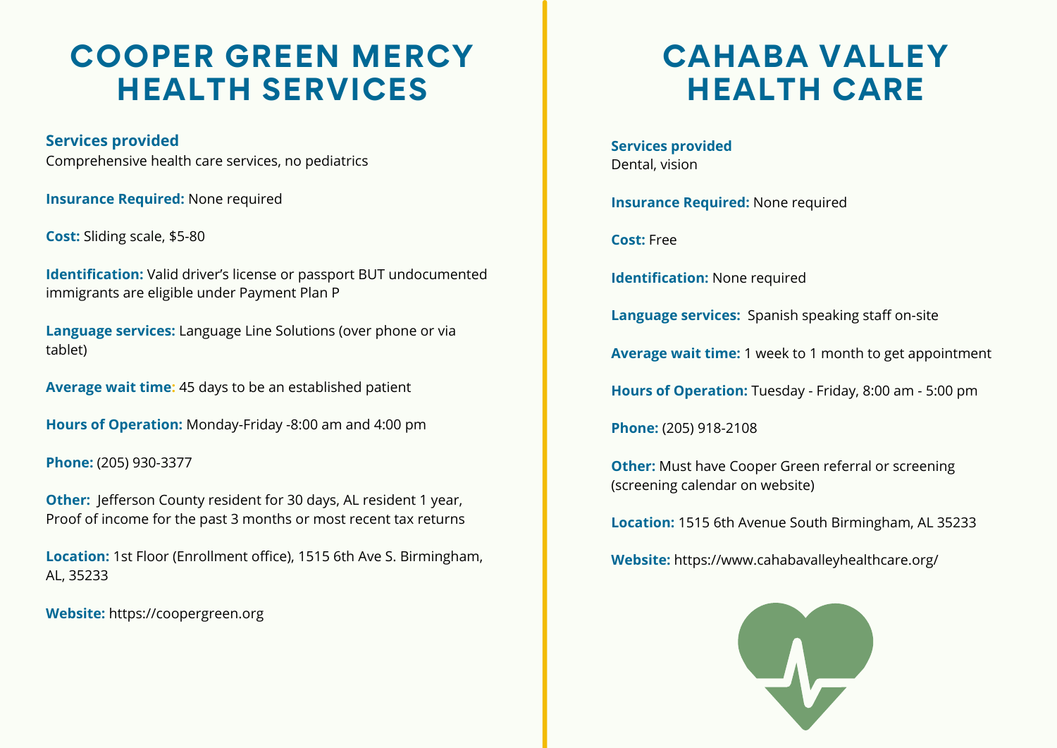# COOPER GREEN MERCY HEALTH SERVICES

**Services provided**
Comprehensive health care services, no pediatrics

**Insurance Required:** None required

**Cost:** Sliding scale, $5-80

**Identification:** Valid driver's license or passport BUT undocumented immigrants are eligible under Payment Plan P

**Language services:** Language Line Solutions (over phone or via tablet)

**Average wait time:** 45 days to be an established patient

**Hours of Operation:** Monday-Friday -8:00 am and 4:00 pm

**Phone:** (205) 930-3377

**Other:** Jefferson County resident for 30 days, AL resident 1 year, Proof of income for the past 3 months or most recent tax returns

**Location:** 1st Floor (Enrollment office), 1515 6th Ave S. Birmingham, AL, 35233

**Website:** https://coopergreen.org

# CAHABA VALLEY HEALTH CARE

**Services provided**
Dental, vision

**Insurance Required:** None required

**Cost:** Free

**Identification:** None required

**Language services:** Spanish speaking staff on-site

**Average wait time:** 1 week to 1 month to get appointment

**Hours of Operation:** Tuesday - Friday, 8:00 am - 5:00 pm

**Phone:** (205) 918-2108

**Other:** Must have Cooper Green referral or screening (screening calendar on website)

**Location:** 1515 6th Avenue South Birmingham, AL 35233

**Website:** https://www.cahabavalleyhealthcare.org/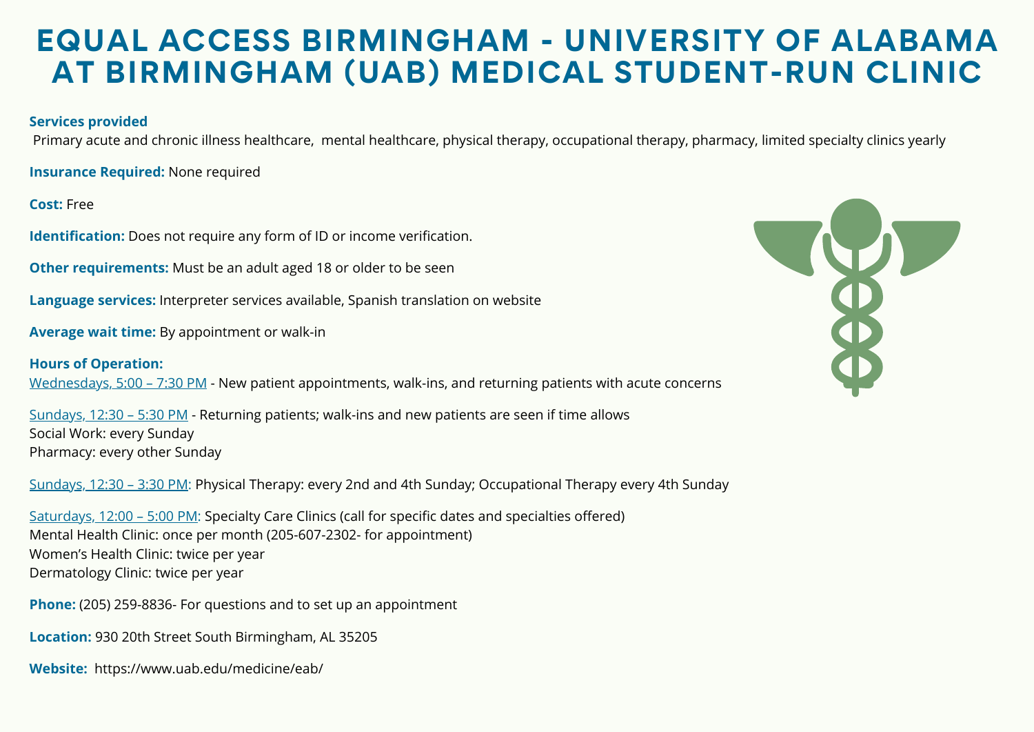# EQUAL ACCESS BIRMINGHAM - UNIVERSITY OF ALABAMA AT BIRMINGHAM (UAB) MEDICAL STUDENT-RUN CLINIC

**Services provided**
Primary acute and chronic illness healthcare, mental healthcare, physical therapy, occupational therapy, pharmacy, limited specialty clinics yearly

**Insurance Required:** None required

**Cost:** Free

**Identification:** Does not require any form of ID or income verification.

**Other requirements:** Must be an adult aged 18 or older to be seen

**Language services:** Interpreter services available, Spanish translation on website

**Average wait time:** By appointment or walk-in

**Hours of Operation:**
Wednesdays, 5:00 – 7:30 PM - New patient appointments, walk-ins, and returning patients with acute concerns

Sundays, 12:30 – 5:30 PM - Returning patients; walk-ins and new patients are seen if time allows
Social Work: every Sunday
Pharmacy: every other Sunday

Sundays, 12:30 – 3:30 PM: Physical Therapy: every 2nd and 4th Sunday; Occupational Therapy every 4th Sunday

Saturdays, 12:00 – 5:00 PM: Specialty Care Clinics (call for specific dates and specialties offered)
Mental Health Clinic: once per month (205-607-2302- for appointment)
Women's Health Clinic: twice per year
Dermatology Clinic: twice per year

**Phone:** (205) 259-8836- For questions and to set up an appointment

**Location:** 930 20th Street South Birmingham, AL 35205

**Website:** https://www.uab.edu/medicine/eab/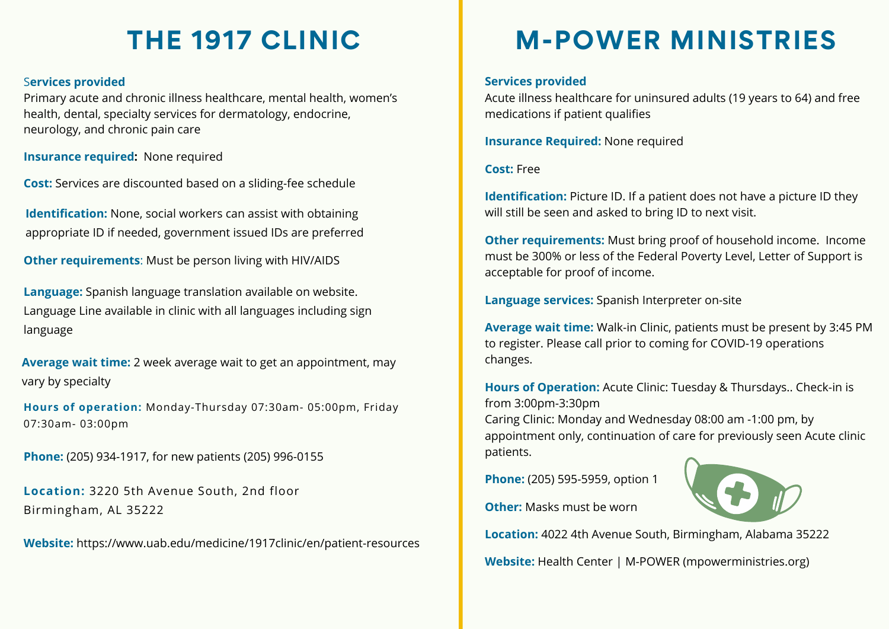# THE 1917 CLINIC

**Services provided**
Primary acute and chronic illness healthcare, mental health, women's health, dental, specialty services for dermatology, endocrine, neurology, and chronic pain care

**Insurance required:** None required

**Cost:** Services are discounted based on a sliding-fee schedule

**Identification:** None, social workers can assist with obtaining appropriate ID if needed, government issued IDs are preferred

**Other requirements**: Must be person living with HIV/AIDS

**Language:** Spanish language translation available on website. Language Line available in clinic with all languages including sign language

**Average wait time:** 2 week average wait to get an appointment, may vary by specialty

**Hours of operation:** Monday-Thursday 07:30am- 05:00pm, Friday 07:30am- 03:00pm

**Phone:** (205) 934-1917, for new patients (205) 996-0155

**Location:** 3220 5th Avenue South, 2nd floor Birmingham, AL 35222

**Website:** https://www.uab.edu/medicine/1917clinic/en/patient-resources

# M-POWER MINISTRIES

**Services provided**
Acute illness healthcare for uninsured adults (19 years to 64) and free medications if patient qualifies

**Insurance Required:** None required

**Cost:** Free

**Identification:** Picture ID. If a patient does not have a picture ID they will still be seen and asked to bring ID to next visit.

**Other requirements:** Must bring proof of household income. Income must be 300% or less of the Federal Poverty Level, Letter of Support is acceptable for proof of income.

**Language services:** Spanish Interpreter on-site

**Average wait time:** Walk-in Clinic, patients must be present by 3:45 PM to register. Please call prior to coming for COVID-19 operations changes.

**Hours of Operation:** Acute Clinic: Tuesday & Thursdays.. Check-in is from 3:00pm-3:30pm
Caring Clinic: Monday and Wednesday 08:00 am -1:00 pm, by appointment only, continuation of care for previously seen Acute clinic patients.

**Phone:** (205) 595-5959, option 1

**Other:** Masks must be worn

**Location:** 4022 4th Avenue South, Birmingham, Alabama 35222

**Website:** Health Center | M-POWER (mpowerministries.org)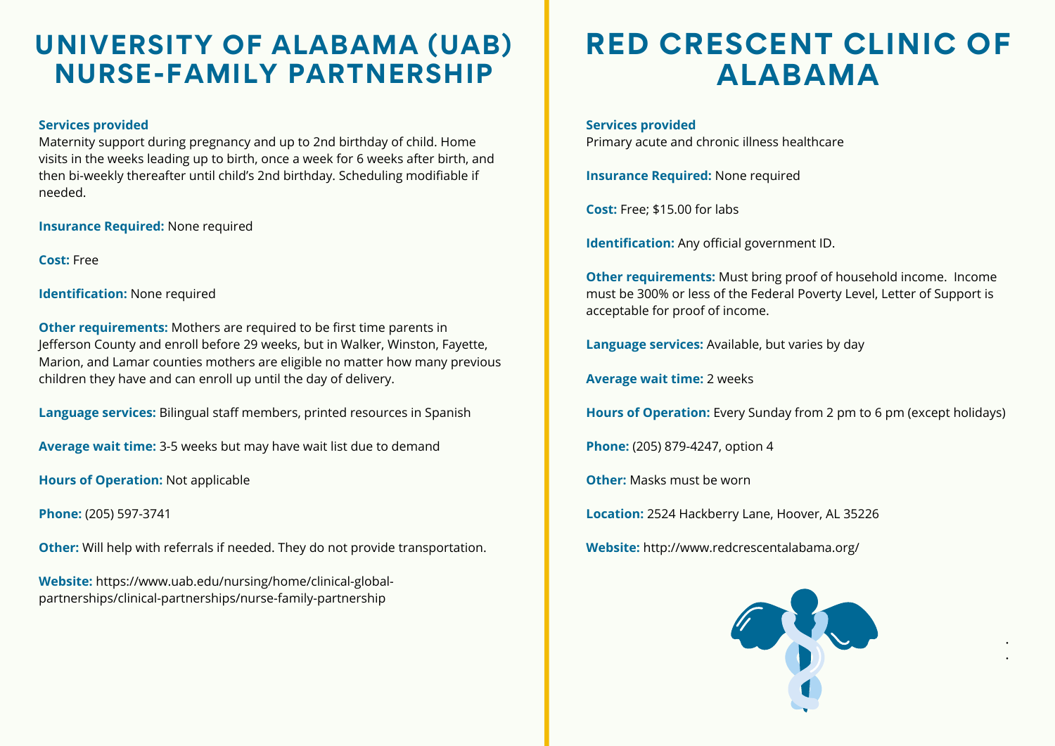# UNIVERSITY OF ALABAMA (UAB) NURSE-FAMILY PARTNERSHIP

**Services provided**
Maternity support during pregnancy and up to 2nd birthday of child. Home visits in the weeks leading up to birth, once a week for 6 weeks after birth, and then bi-weekly thereafter until child's 2nd birthday. Scheduling modifiable if needed.

**Insurance Required:** None required

**Cost:** Free

**Identification:** None required

**Other requirements:** Mothers are required to be first time parents in Jefferson County and enroll before 29 weeks, but in Walker, Winston, Fayette, Marion, and Lamar counties mothers are eligible no matter how many previous children they have and can enroll up until the day of delivery.

**Language services:** Bilingual staff members, printed resources in Spanish

**Average wait time:** 3-5 weeks but may have wait list due to demand

**Hours of Operation:** Not applicable

**Phone:** (205) 597-3741

**Other:** Will help with referrals if needed. They do not provide transportation.

**Website:** https://www.uab.edu/nursing/home/clinical-global-partnerships/clinical-partnerships/nurse-family-partnership

# RED CRESCENT CLINIC OF ALABAMA

**Services provided**
Primary acute and chronic illness healthcare

**Insurance Required:** None required

**Cost:** Free; $15.00 for labs

**Identification:** Any official government ID.

**Other requirements:** Must bring proof of household income. Income must be 300% or less of the Federal Poverty Level, Letter of Support is acceptable for proof of income.

**Language services:** Available, but varies by day

**Average wait time:** 2 weeks

**Hours of Operation:** Every Sunday from 2 pm to 6 pm (except holidays)

**Phone:** (205) 879-4247, option 4

**Other:** Masks must be worn

**Location:** 2524 Hackberry Lane, Hoover, AL 35226

**Website:** http://www.redcrescentalabama.org/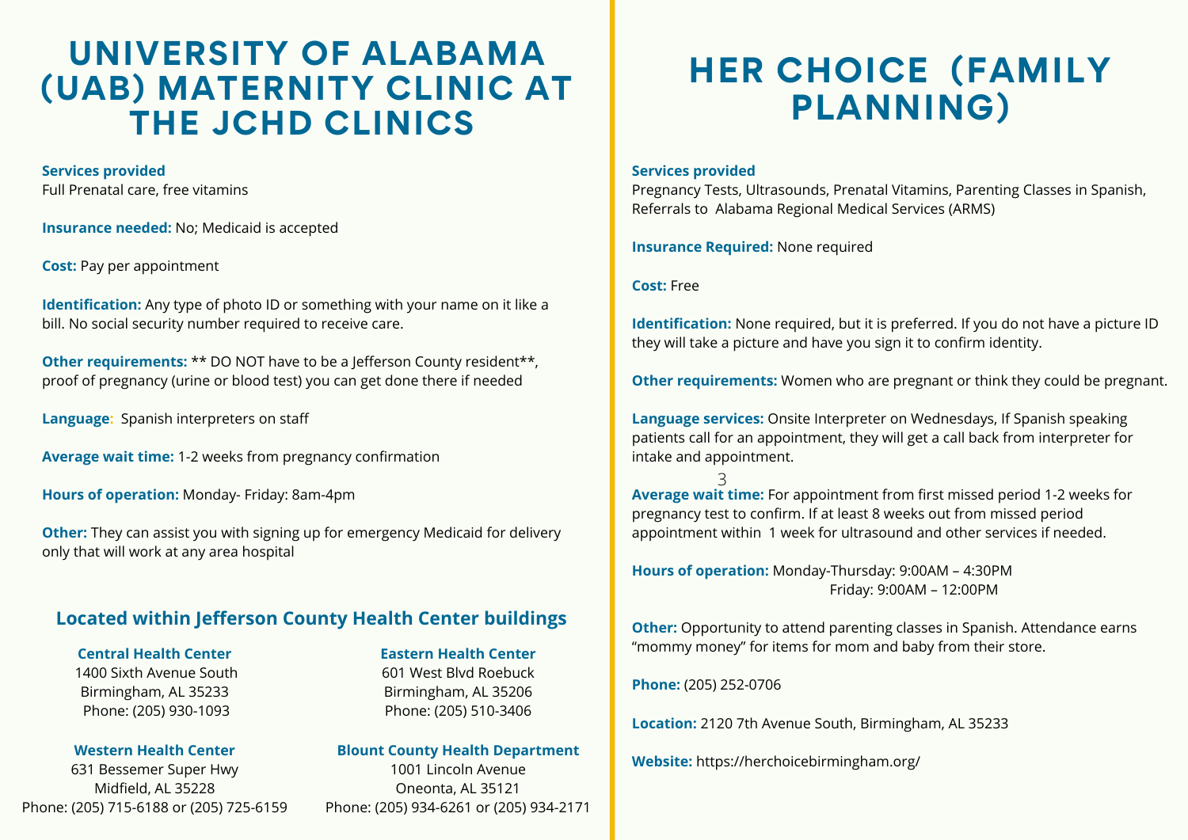# UNIVERSITY OF ALABAMA (UAB) MATERNITY CLINIC AT THE JCHD CLINICS

**Services provided**
Full Prenatal care, free vitamins

**Insurance needed:** No; Medicaid is accepted

**Cost:** Pay per appointment

**Identification:** Any type of photo ID or something with your name on it like a bill. No social security number required to receive care.

**Other requirements:** ** DO NOT have to be a Jefferson County resident**, proof of pregnancy (urine or blood test) you can get done there if needed

**Language**: Spanish interpreters on staff

**Average wait time:** 1-2 weeks from pregnancy confirmation

**Hours of operation:** Monday- Friday: 8am-4pm

**Other:** They can assist you with signing up for emergency Medicaid for delivery only that will work at any area hospital

### Located within Jefferson County Health Center buildings

**Central Health Center**
1400 Sixth Avenue South
Birmingham, AL 35233
Phone: (205) 930-1093

**Eastern Health Center**
601 West Blvd Roebuck
Birmingham, AL 35206
Phone: (205) 510-3406

**Western Health Center**
631 Bessemer Super Hwy
Midfield, AL 35228
Phone: (205) 715-6188 or (205) 725-6159

**Blount County Health Department**
1001 Lincoln Avenue
Oneonta, AL 35121
Phone: (205) 934-6261 or (205) 934-2171

# HER CHOICE (FAMILY PLANNING)

**Services provided**
Pregnancy Tests, Ultrasounds, Prenatal Vitamins, Parenting Classes in Spanish, Referrals to Alabama Regional Medical Services (ARMS)

**Insurance Required:** None required

**Cost:** Free

**Identification:** None required, but it is preferred. If you do not have a picture ID they will take a picture and have you sign it to confirm identity.

**Other requirements:** Women who are pregnant or think they could be pregnant.

**Language services:** Onsite Interpreter on Wednesdays, If Spanish speaking patients call for an appointment, they will get a call back from interpreter for intake and appointment.

**Average wait time:** For appointment from first missed period 1-2 weeks for pregnancy test to confirm. If at least 8 weeks out from missed period appointment within 1 week for ultrasound and other services if needed.

**Hours of operation:** Monday-Thursday: 9:00AM – 4:30PM
Friday: 9:00AM – 12:00PM

**Other:** Opportunity to attend parenting classes in Spanish. Attendance earns "mommy money" for items for mom and baby from their store.

**Phone:** (205) 252-0706

**Location:** 2120 7th Avenue South, Birmingham, AL 35233

**Website:** https://herchoicebirmingham.org/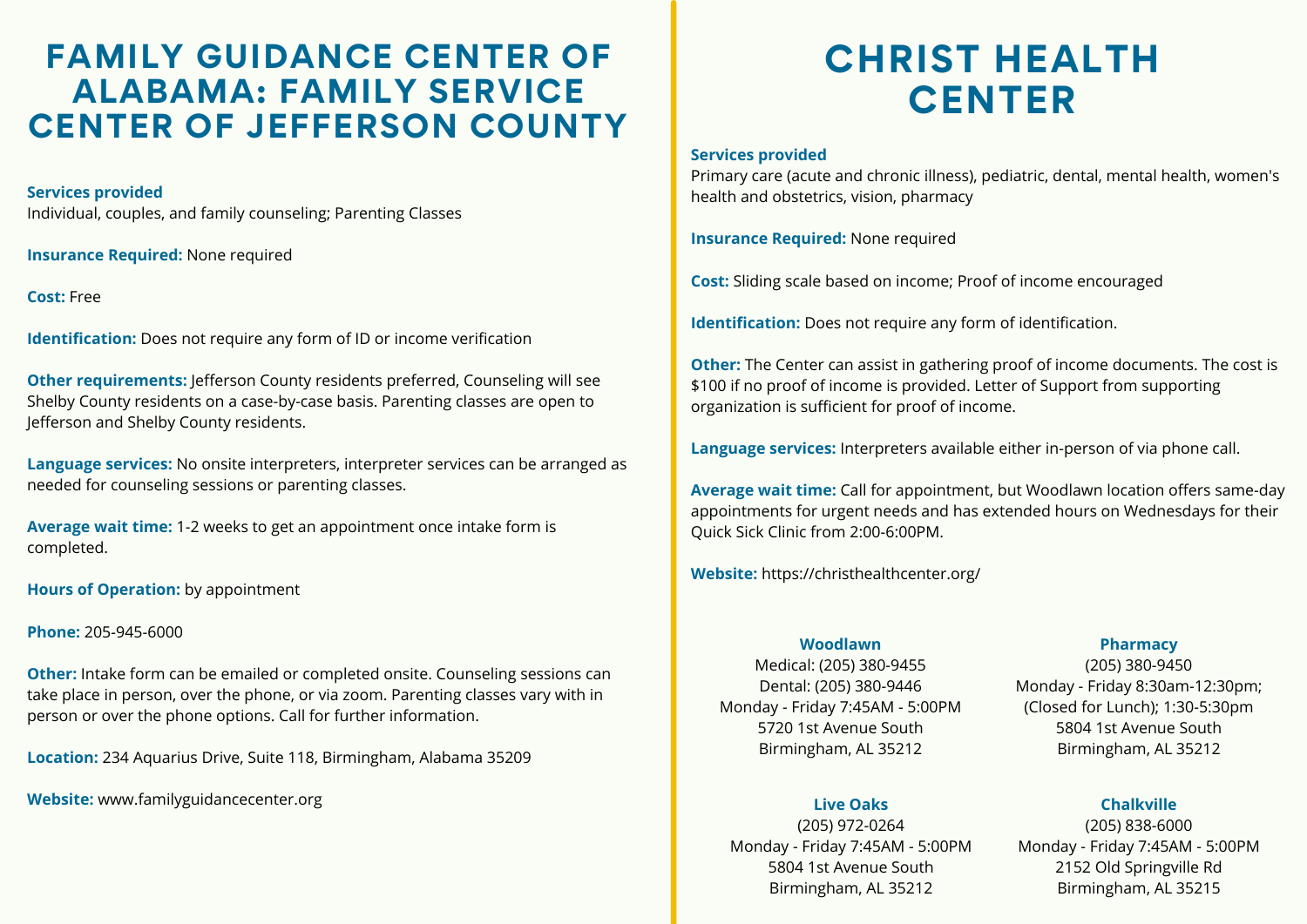# FAMILY GUIDANCE CENTER OF ALABAMA: FAMILY SERVICE CENTER OF JEFFERSON COUNTY

**Services provided**
Individual, couples, and family counseling; Parenting Classes

**Insurance Required:** None required

**Cost:** Free

**Identification:** Does not require any form of ID or income verification

**Other requirements:** Jefferson County residents preferred, Counseling will see Shelby County residents on a case-by-case basis. Parenting classes are open to Jefferson and Shelby County residents.

**Language services:** No onsite interpreters, interpreter services can be arranged as needed for counseling sessions or parenting classes.

**Average wait time:** 1-2 weeks to get an appointment once intake form is completed.

**Hours of Operation:** by appointment

**Phone:** 205-945-6000

**Other:** Intake form can be emailed or completed onsite. Counseling sessions can take place in person, over the phone, or via zoom. Parenting classes vary with in person or over the phone options. Call for further information.

**Location:** 234 Aquarius Drive, Suite 118, Birmingham, Alabama 35209

**Website:** www.familyguidancecenter.org

# CHRIST HEALTH CENTER

**Services provided**
Primary care (acute and chronic illness), pediatric, dental, mental health, women's health and obstetrics, vision, pharmacy

**Insurance Required:** None required

**Cost:** Sliding scale based on income; Proof of income encouraged

**Identification:** Does not require any form of identification.

**Other:** The Center can assist in gathering proof of income documents. The cost is $100 if no proof of income is provided. Letter of Support from supporting organization is sufficient for proof of income.

**Language services:** Interpreters available either in-person of via phone call.

**Average wait time:** Call for appointment, but Woodlawn location offers same-day appointments for urgent needs and has extended hours on Wednesdays for their Quick Sick Clinic from 2:00-6:00PM.

**Website:** https://christhealthcenter.org/

**Woodlawn**
Medical: (205) 380-9455
Dental: (205) 380-9446
Monday - Friday 7:45AM - 5:00PM
5720 1st Avenue South
Birmingham, AL 35212

**Pharmacy**
(205) 380-9450
Monday - Friday 8:30am-12:30pm; (Closed for Lunch); 1:30-5:30pm
5804 1st Avenue South
Birmingham, AL 35212

**Live Oaks**
(205) 972-0264
Monday - Friday 7:45AM - 5:00PM
5804 1st Avenue South
Birmingham, AL 35212

**Chalkville**
(205) 838-6000
Monday - Friday 7:45AM - 5:00PM
2152 Old Springville Rd
Birmingham, AL 35215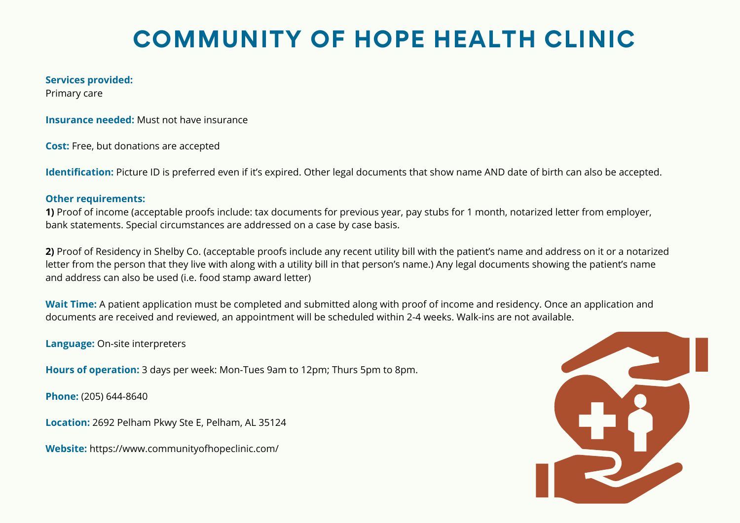# COMMUNITY OF HOPE HEALTH CLINIC

**Services provided:**
Primary care

**Insurance needed:** Must not have insurance

**Cost:** Free, but donations are accepted

**Identification:** Picture ID is preferred even if it's expired. Other legal documents that show name AND date of birth can also be accepted.

**Other requirements:**
**1)** Proof of income (acceptable proofs include: tax documents for previous year, pay stubs for 1 month, notarized letter from employer, bank statements. Special circumstances are addressed on a case by case basis.

**2)** Proof of Residency in Shelby Co. (acceptable proofs include any recent utility bill with the patient's name and address on it or a notarized letter from the person that they live with along with a utility bill in that person's name.) Any legal documents showing the patient's name and address can also be used (i.e. food stamp award letter)

**Wait Time:** A patient application must be completed and submitted along with proof of income and residency. Once an application and documents are received and reviewed, an appointment will be scheduled within 2-4 weeks. Walk-ins are not available.

**Language:** On-site interpreters

**Hours of operation:** 3 days per week: Mon-Tues 9am to 12pm; Thurs 5pm to 8pm.

**Phone:** (205) 644-8640

**Location:** 2692 Pelham Pkwy Ste E, Pelham, AL 35124

**Website:** https://www.communityofhopeclinic.com/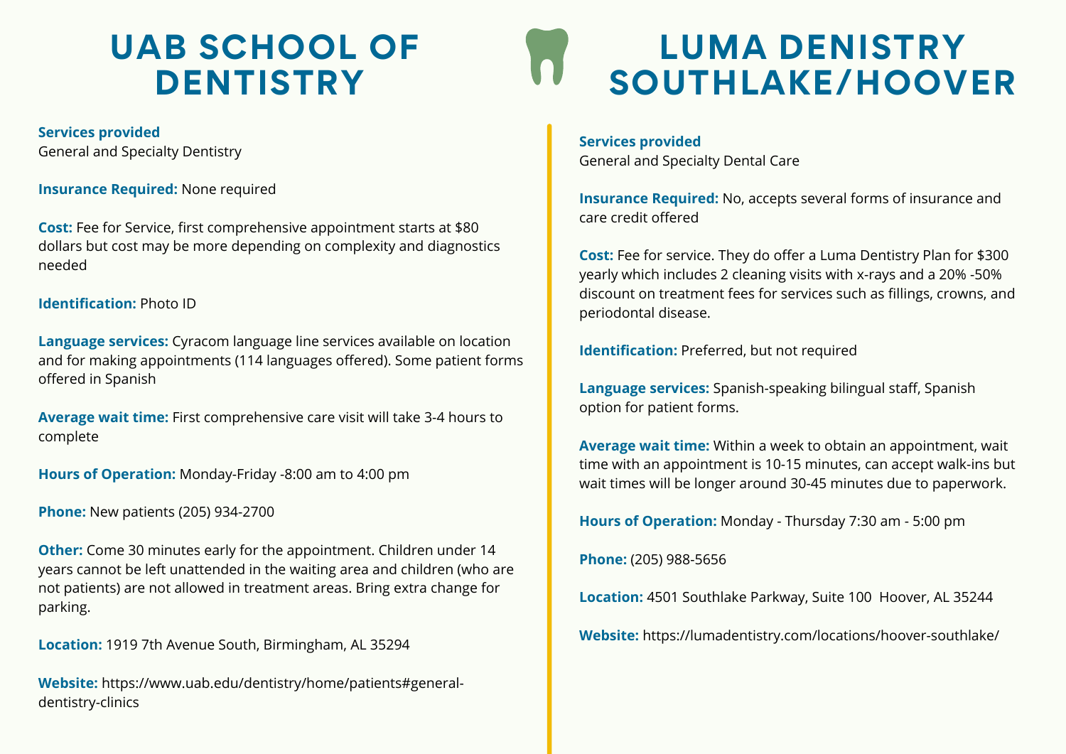# UAB SCHOOL OF DENTISTRY

**Services provided**
General and Specialty Dentistry

**Insurance Required:** None required

**Cost:** Fee for Service, first comprehensive appointment starts at $80 dollars but cost may be more depending on complexity and diagnostics needed

**Identification:** Photo ID

**Language services:** Cyracom language line services available on location and for making appointments (114 languages offered). Some patient forms offered in Spanish

**Average wait time:** First comprehensive care visit will take 3-4 hours to complete

**Hours of Operation:** Monday-Friday -8:00 am to 4:00 pm

**Phone:** New patients (205) 934-2700

**Other:** Come 30 minutes early for the appointment. Children under 14 years cannot be left unattended in the waiting area and children (who are not patients) are not allowed in treatment areas. Bring extra change for parking.

**Location:** 1919 7th Avenue South, Birmingham, AL 35294

**Website:** https://www.uab.edu/dentistry/home/patients#general-dentistry-clinics

# LUMA DENISTRY SOUTHLAKE/HOOVER

**Services provided**
General and Specialty Dental Care

**Insurance Required:** No, accepts several forms of insurance and care credit offered

**Cost:** Fee for service. They do offer a Luma Dentistry Plan for $300 yearly which includes 2 cleaning visits with x-rays and a 20% -50% discount on treatment fees for services such as fillings, crowns, and periodontal disease.

**Identification:** Preferred, but not required

**Language services:** Spanish-speaking bilingual staff, Spanish option for patient forms.

**Average wait time:** Within a week to obtain an appointment, wait time with an appointment is 10-15 minutes, can accept walk-ins but wait times will be longer around 30-45 minutes due to paperwork.

**Hours of Operation:** Monday - Thursday 7:30 am - 5:00 pm

**Phone:** (205) 988-5656

**Location:** 4501 Southlake Parkway, Suite 100 Hoover, AL 35244

**Website:** https://lumadentistry.com/locations/hoover-southlake/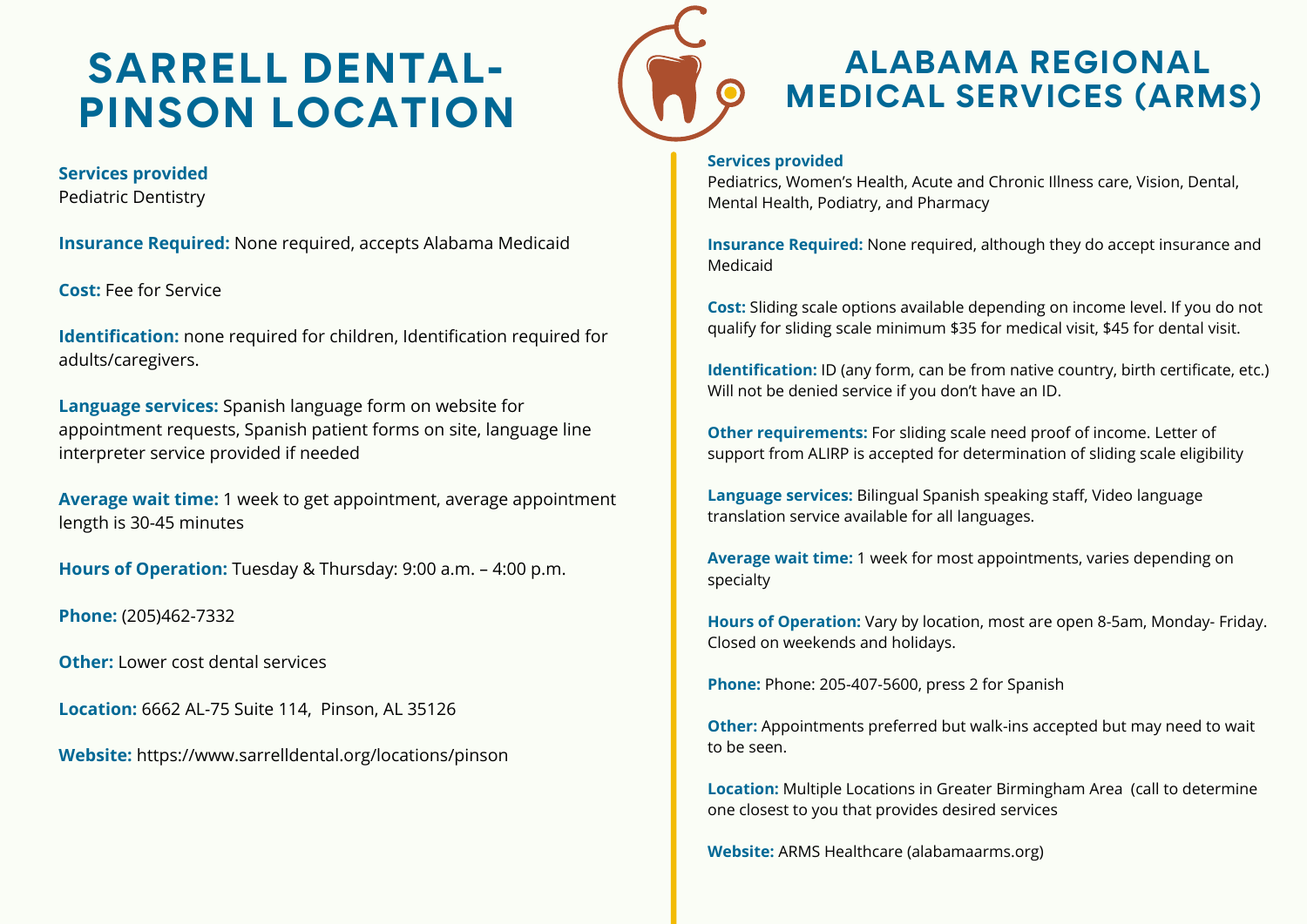# SARRELL DENTAL-PINSON LOCATION

**Services provided**
Pediatric Dentistry

**Insurance Required:** None required, accepts Alabama Medicaid

**Cost:** Fee for Service

**Identification:** none required for children, Identification required for adults/caregivers.

**Language services:** Spanish language form on website for appointment requests, Spanish patient forms on site, language line interpreter service provided if needed

**Average wait time:** 1 week to get appointment, average appointment length is 30-45 minutes

**Hours of Operation:** Tuesday & Thursday: 9:00 a.m. – 4:00 p.m.

**Phone:** (205)462-7332

**Other:** Lower cost dental services

**Location:** 6662 AL-75 Suite 114, Pinson, AL 35126

**Website:** https://www.sarrelldental.org/locations/pinson

# ALABAMA REGIONAL MEDICAL SERVICES (ARMS)

**Services provided**
Pediatrics, Women's Health, Acute and Chronic Illness care, Vision, Dental, Mental Health, Podiatry, and Pharmacy

**Insurance Required:** None required, although they do accept insurance and Medicaid

**Cost:** Sliding scale options available depending on income level. If you do not qualify for sliding scale minimum $35 for medical visit, $45 for dental visit.

**Identification:** ID (any form, can be from native country, birth certificate, etc.) Will not be denied service if you don't have an ID.

**Other requirements:** For sliding scale need proof of income. Letter of support from ALIRP is accepted for determination of sliding scale eligibility

**Language services:** Bilingual Spanish speaking staff, Video language translation service available for all languages.

**Average wait time:** 1 week for most appointments, varies depending on specialty

**Hours of Operation:** Vary by location, most are open 8-5am, Monday- Friday. Closed on weekends and holidays.

**Phone:** Phone: 205-407-5600, press 2 for Spanish

**Other:** Appointments preferred but walk-ins accepted but may need to wait to be seen.

**Location:** Multiple Locations in Greater Birmingham Area (call to determine one closest to you that provides desired services

**Website:** ARMS Healthcare (alabamaarms.org)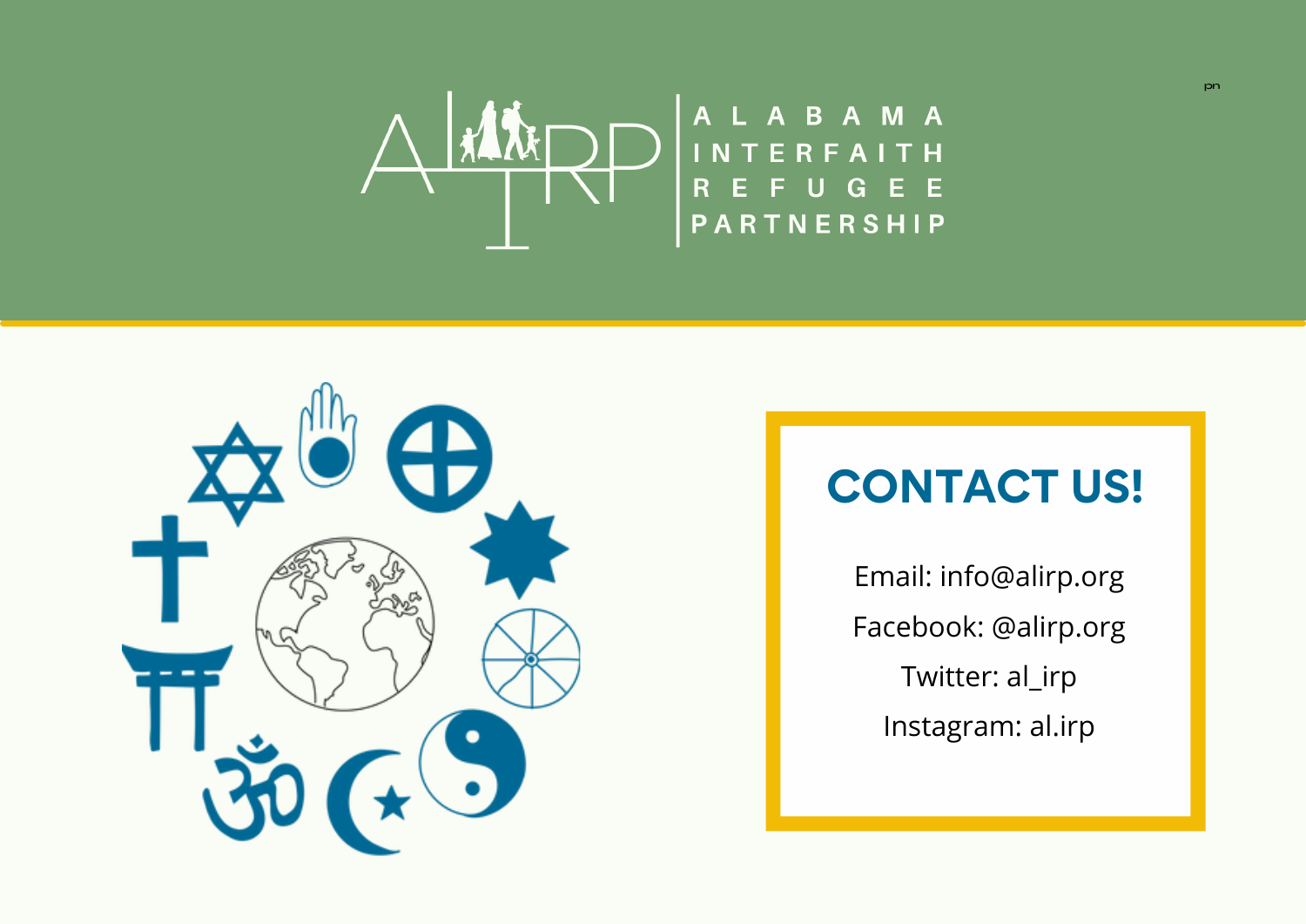ALABAMA INTERFAITH REFUGEE PARTNERSHIP

## CONTACT US!

Email: info@alirp.org

Facebook: @alirp.org

Twitter: al_irp

Instagram: al.irp